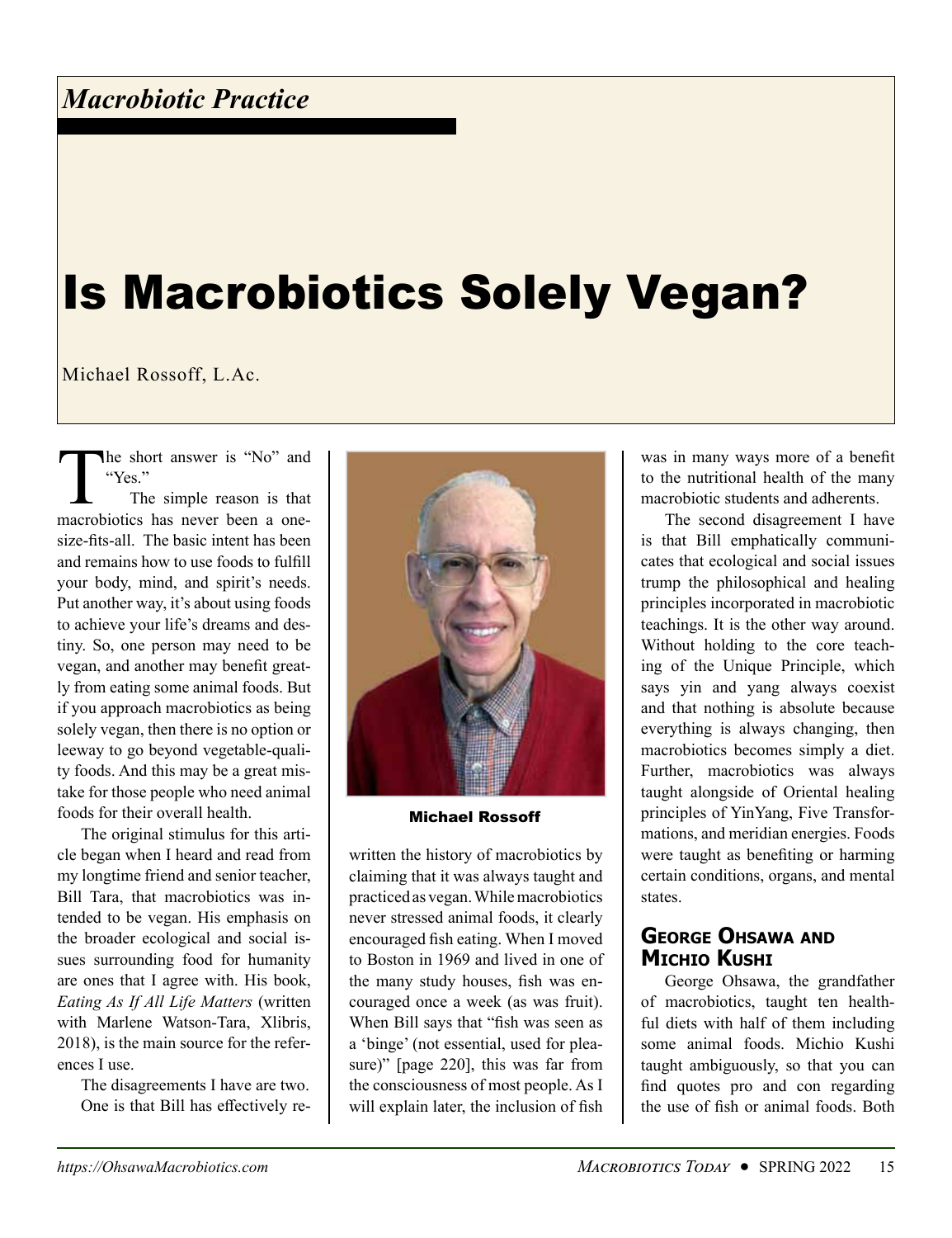*Macrobiotic Practice*

# Is Macrobiotics Solely Vegan?

Michael Rossoff, L.Ac.

The short answer is "No" and "Yes."

The simple reason is that macrobiotics has never been a one-size-fits-all. The basic intent has been and remains how to use foods to fulfill your body, mind, and spirit's needs. Put another way, it's about using foods to achieve your life's dreams and destiny. So, one person may need to be vegan, and another may benefit greatly from eating some animal foods. But if you approach macrobiotics as being solely vegan, then there is no option or leeway to go beyond vegetable-quality foods. And this may be a great mistake for those people who need animal foods for their overall health.

The original stimulus for this article began when I heard and read from my longtime friend and senior teacher, Bill Tara, that macrobiotics was intended to be vegan. His emphasis on the broader ecological and social issues surrounding food for humanity are ones that I agree with. His book, *Eating As If All Life Matters* (written with Marlene Watson-Tara, Xlibris, 2018), is the main source for the references I use.

The disagreements I have are two. One is that Bill has effectively rewritten the history of macrobiotics by claiming that it was always taught and practiced as vegan. While macrobiotics never stressed animal foods, it clearly encouraged fish eating. When I moved to Boston in 1969 and lived in one of the many study houses, fish was encouraged once a week (as was fruit). When Bill says that "fish was seen as a 'binge' (not essential, used for pleasure)" [page 220], this was far from the consciousness of most people. As I will explain later, the inclusion of fish was in many ways more of a benefit to the nutritional health of the many macrobiotic students and adherents.

**Michael Rossoff**

The second disagreement I have is that Bill emphatically communicates that ecological and social issues trump the philosophical and healing principles incorporated in macrobiotic teachings. It is the other way around. Without holding to the core teaching of the Unique Principle, which says yin and yang always coexist and that nothing is absolute because everything is always changing, then macrobiotics becomes simply a diet. Further, macrobiotics was always taught alongside of Oriental healing principles of YinYang, Five Transformations, and meridian energies. Foods were taught as benefiting or harming certain conditions, organs, and mental states.

## George Ohsawa and Michio Kushi

George Ohsawa, the grandfather of macrobiotics, taught ten healthful diets with half of them including some animal foods. Michio Kushi taught ambiguously, so that you can find quotes pro and con regarding the use of fish or animal foods. Both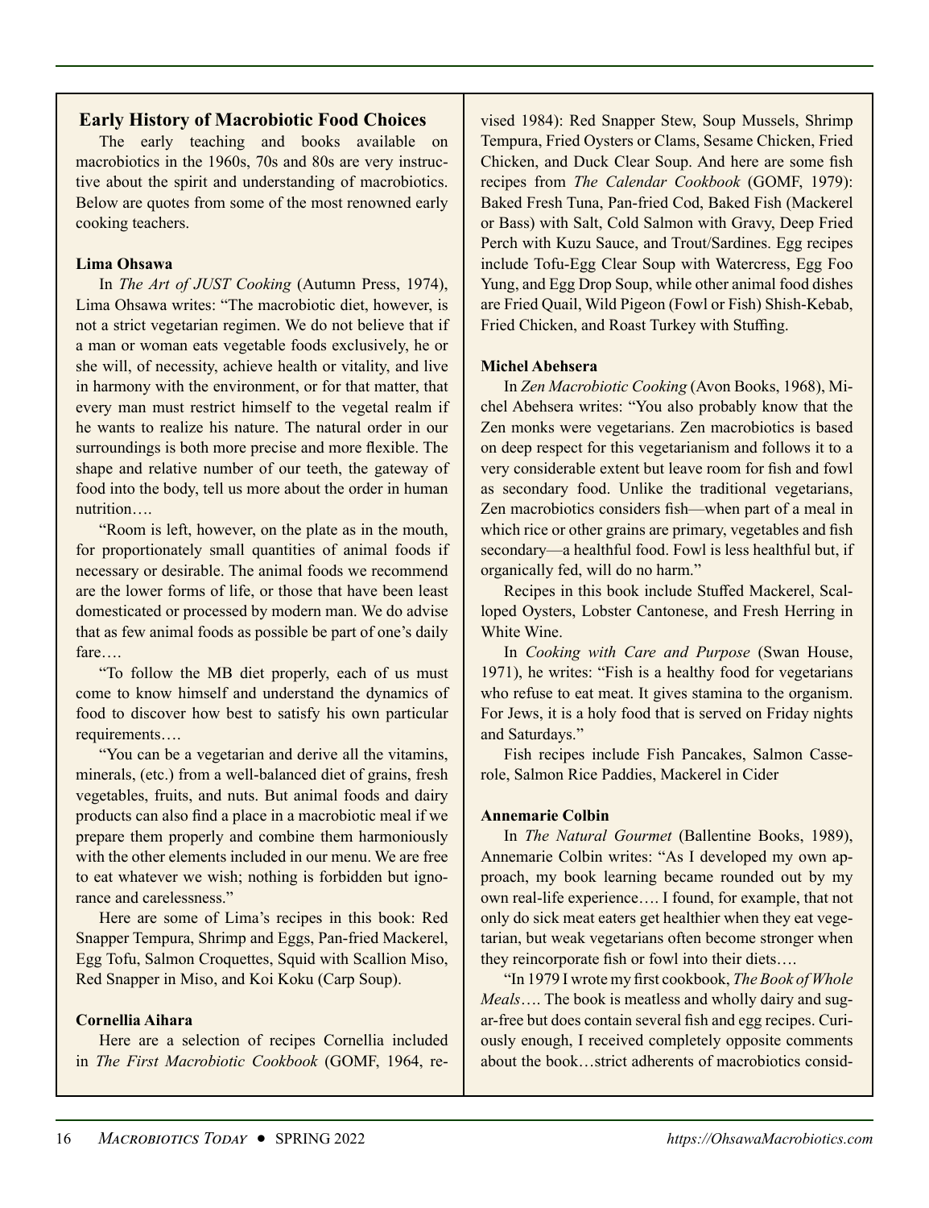## Early History of Macrobiotic Food Choices

The early teaching and books available on macrobiotics in the 1960s, 70s and 80s are very instructive about the spirit and understanding of macrobiotics. Below are quotes from some of the most renowned early cooking teachers.

**Lima Ohsawa**

In *The Art of JUST Cooking* (Autumn Press, 1974), Lima Ohsawa writes: "The macrobiotic diet, however, is not a strict vegetarian regimen. We do not believe that if a man or woman eats vegetable foods exclusively, he or she will, of necessity, achieve health or vitality, and live in harmony with the environment, or for that matter, that every man must restrict himself to the vegetal realm if he wants to realize his nature. The natural order in our surroundings is both more precise and more flexible. The shape and relative number of our teeth, the gateway of food into the body, tell us more about the order in human nutrition….

"Room is left, however, on the plate as in the mouth, for proportionately small quantities of animal foods if necessary or desirable. The animal foods we recommend are the lower forms of life, or those that have been least domesticated or processed by modern man. We do advise that as few animal foods as possible be part of one's daily fare….

"To follow the MB diet properly, each of us must come to know himself and understand the dynamics of food to discover how best to satisfy his own particular requirements….

"You can be a vegetarian and derive all the vitamins, minerals, (etc.) from a well-balanced diet of grains, fresh vegetables, fruits, and nuts. But animal foods and dairy products can also find a place in a macrobiotic meal if we prepare them properly and combine them harmoniously with the other elements included in our menu. We are free to eat whatever we wish; nothing is forbidden but ignorance and carelessness."

Here are some of Lima's recipes in this book: Red Snapper Tempura, Shrimp and Eggs, Pan-fried Mackerel, Egg Tofu, Salmon Croquettes, Squid with Scallion Miso, Red Snapper in Miso, and Koi Koku (Carp Soup).

**Cornellia Aihara**

Here are a selection of recipes Cornellia included in *The First Macrobiotic Cookbook* (GOMF, 1964, revised 1984): Red Snapper Stew, Soup Mussels, Shrimp Tempura, Fried Oysters or Clams, Sesame Chicken, Fried Chicken, and Duck Clear Soup. And here are some fish recipes from *The Calendar Cookbook* (GOMF, 1979): Baked Fresh Tuna, Pan-fried Cod, Baked Fish (Mackerel or Bass) with Salt, Cold Salmon with Gravy, Deep Fried Perch with Kuzu Sauce, and Trout/Sardines. Egg recipes include Tofu-Egg Clear Soup with Watercress, Egg Foo Yung, and Egg Drop Soup, while other animal food dishes are Fried Quail, Wild Pigeon (Fowl or Fish) Shish-Kebab, Fried Chicken, and Roast Turkey with Stuffing.

**Michel Abehsera**

In *Zen Macrobiotic Cooking* (Avon Books, 1968), Michel Abehsera writes: "You also probably know that the Zen monks were vegetarians. Zen macrobiotics is based on deep respect for this vegetarianism and follows it to a very considerable extent but leave room for fish and fowl as secondary food. Unlike the traditional vegetarians, Zen macrobiotics considers fish—when part of a meal in which rice or other grains are primary, vegetables and fish secondary—a healthful food. Fowl is less healthful but, if organically fed, will do no harm."

Recipes in this book include Stuffed Mackerel, Scalloped Oysters, Lobster Cantonese, and Fresh Herring in White Wine.

In *Cooking with Care and Purpose* (Swan House, 1971), he writes: "Fish is a healthy food for vegetarians who refuse to eat meat. It gives stamina to the organism. For Jews, it is a holy food that is served on Friday nights and Saturdays."

Fish recipes include Fish Pancakes, Salmon Casserole, Salmon Rice Paddies, Mackerel in Cider

**Annemarie Colbin**

In *The Natural Gourmet* (Ballentine Books, 1989), Annemarie Colbin writes: "As I developed my own approach, my book learning became rounded out by my own real-life experience…. I found, for example, that not only do sick meat eaters get healthier when they eat vegetarian, but weak vegetarians often become stronger when they reincorporate fish or fowl into their diets….

"In 1979 I wrote my first cookbook, *The Book of Whole Meals*…. The book is meatless and wholly dairy and sugar-free but does contain several fish and egg recipes. Curiously enough, I received completely opposite comments about the book…strict adherents of macrobiotics consid-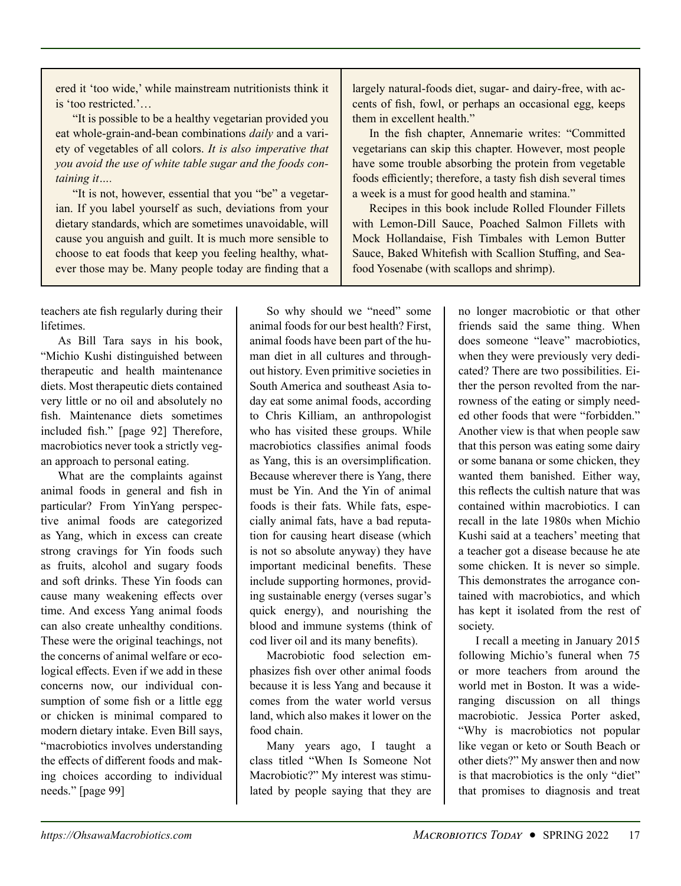ered it 'too wide,' while mainstream nutritionists think it is 'too restricted.'…

"It is possible to be a healthy vegetarian provided you eat whole-grain-and-bean combinations *daily* and a variety of vegetables of all colors. *It is also imperative that you avoid the use of white table sugar and the foods containing it*….

"It is not, however, essential that you "be" a vegetarian. If you label yourself as such, deviations from your dietary standards, which are sometimes unavoidable, will cause you anguish and guilt. It is much more sensible to choose to eat foods that keep you feeling healthy, whatever those may be. Many people today are finding that a largely natural-foods diet, sugar- and dairy-free, with accents of fish, fowl, or perhaps an occasional egg, keeps them in excellent health."

In the fish chapter, Annemarie writes: "Committed vegetarians can skip this chapter. However, most people have some trouble absorbing the protein from vegetable foods efficiently; therefore, a tasty fish dish several times a week is a must for good health and stamina."

Recipes in this book include Rolled Flounder Fillets with Lemon-Dill Sauce, Poached Salmon Fillets with Mock Hollandaise, Fish Timbales with Lemon Butter Sauce, Baked Whitefish with Scallion Stuffing, and Seafood Yosenabe (with scallops and shrimp).

teachers ate fish regularly during their lifetimes.

As Bill Tara says in his book, "Michio Kushi distinguished between therapeutic and health maintenance diets. Most therapeutic diets contained very little or no oil and absolutely no fish. Maintenance diets sometimes included fish." [page 92] Therefore, macrobiotics never took a strictly vegan approach to personal eating.

What are the complaints against animal foods in general and fish in particular? From YinYang perspective animal foods are categorized as Yang, which in excess can create strong cravings for Yin foods such as fruits, alcohol and sugary foods and soft drinks. These Yin foods can cause many weakening effects over time. And excess Yang animal foods can also create unhealthy conditions. These were the original teachings, not the concerns of animal welfare or ecological effects. Even if we add in these concerns now, our individual consumption of some fish or a little egg or chicken is minimal compared to modern dietary intake. Even Bill says, "macrobiotics involves understanding the effects of different foods and making choices according to individual needs." [page 99]

So why should we "need" some animal foods for our best health? First, animal foods have been part of the human diet in all cultures and throughout history. Even primitive societies in South America and southeast Asia today eat some animal foods, according to Chris Killiam, an anthropologist who has visited these groups. While macrobiotics classifies animal foods as Yang, this is an oversimplification. Because wherever there is Yang, there must be Yin. And the Yin of animal foods is their fats. While fats, especially animal fats, have a bad reputation for causing heart disease (which is not so absolute anyway) they have important medicinal benefits. These include supporting hormones, providing sustainable energy (verses sugar's quick energy), and nourishing the blood and immune systems (think of cod liver oil and its many benefits).

Macrobiotic food selection emphasizes fish over other animal foods because it is less Yang and because it comes from the water world versus land, which also makes it lower on the food chain.

Many years ago, I taught a class titled "When Is Someone Not Macrobiotic?" My interest was stimulated by people saying that they are no longer macrobiotic or that other friends said the same thing. When does someone "leave" macrobiotics, when they were previously very dedicated? There are two possibilities. Either the person revolted from the narrowness of the eating or simply needed other foods that were "forbidden." Another view is that when people saw that this person was eating some dairy or some banana or some chicken, they wanted them banished. Either way, this reflects the cultish nature that was contained within macrobiotics. I can recall in the late 1980s when Michio Kushi said at a teachers' meeting that a teacher got a disease because he ate some chicken. It is never so simple. This demonstrates the arrogance contained with macrobiotics, and which has kept it isolated from the rest of society.

I recall a meeting in January 2015 following Michio's funeral when 75 or more teachers from around the world met in Boston. It was a wide-ranging discussion on all things macrobiotic. Jessica Porter asked, "Why is macrobiotics not popular like vegan or keto or South Beach or other diets?" My answer then and now is that macrobiotics is the only "diet" that promises to diagnosis and treat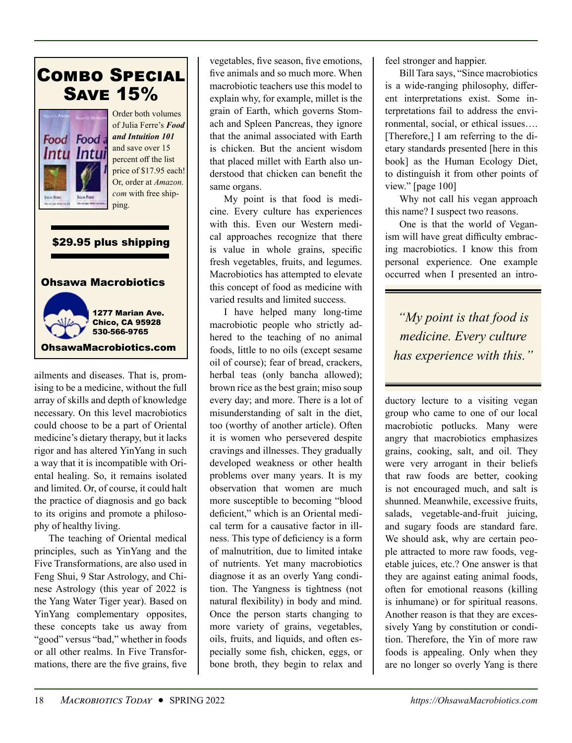## Combo Special
## Save 15%

Order both volumes of Julia Ferre's ***Food and Intuition 101*** and save over 15 percent off the list price of $17.95 each! Or, order at *Amazon.com* with free shipping.

**$29.95 plus shipping**

**Ohsawa Macrobiotics**

**1277 Marian Ave.**
**Chico, CA 95928**
**530-566-9765**

**OhsawaMacrobiotics.com**

---

ailments and diseases. That is, promising to be a medicine, without the full array of skills and depth of knowledge necessary. On this level macrobiotics could choose to be a part of Oriental medicine's dietary therapy, but it lacks rigor and has altered YinYang in such a way that it is incompatible with Oriental healing. So, it remains isolated and limited. Or, of course, it could halt the practice of diagnosis and go back to its origins and promote a philosophy of healthy living.

The teaching of Oriental medical principles, such as YinYang and the Five Transformations, are also used in Feng Shui, 9 Star Astrology, and Chinese Astrology (this year of 2022 is the Yang Water Tiger year). Based on YinYang complementary opposites, these concepts take us away from "good" versus "bad," whether in foods or all other realms. In Five Transformations, there are the five grains, five vegetables, five season, five emotions, five animals and so much more. When macrobiotic teachers use this model to explain why, for example, millet is the grain of Earth, which governs Stomach and Spleen Pancreas, they ignore that the animal associated with Earth is chicken. But the ancient wisdom that placed millet with Earth also understood that chicken can benefit the same organs.

My point is that food is medicine. Every culture has experiences with this. Even our Western medical approaches recognize that there is value in whole grains, specific fresh vegetables, fruits, and legumes. Macrobiotics has attempted to elevate this concept of food as medicine with varied results and limited success.

I have helped many long-time macrobiotic people who strictly adhered to the teaching of no animal foods, little to no oils (except sesame oil of course); fear of bread, crackers, herbal teas (only bancha allowed); brown rice as the best grain; miso soup every day; and more. There is a lot of misunderstanding of salt in the diet, too (worthy of another article). Often it is women who persevered despite cravings and illnesses. They gradually developed weakness or other health problems over many years. It is my observation that women are much more susceptible to becoming "blood deficient," which is an Oriental medical term for a causative factor in illness. This type of deficiency is a form of malnutrition, due to limited intake of nutrients. Yet many macrobiotics diagnose it as an overly Yang condition. The Yangness is tightness (not natural flexibility) in body and mind. Once the person starts changing to more variety of grains, vegetables, oils, fruits, and liquids, and often especially some fish, chicken, eggs, or bone broth, they begin to relax and feel stronger and happier.

Bill Tara says, "Since macrobiotics is a wide-ranging philosophy, different interpretations exist. Some interpretations fail to address the environmental, social, or ethical issues…. [Therefore,] I am referring to the dietary standards presented [here in this book] as the Human Ecology Diet, to distinguish it from other points of view." [page 100]

Why not call his vegan approach this name? I suspect two reasons.

One is that the world of Veganism will have great difficulty embracing macrobiotics. I know this from personal experience. One example occurred when I presented an introductory lecture to a visiting vegan group who came to one of our local macrobiotic potlucks. Many were angry that macrobiotics emphasizes grains, cooking, salt, and oil. They were very arrogant in their beliefs that raw foods are better, cooking is not encouraged much, and salt is shunned. Meanwhile, excessive fruits, salads, vegetable-and-fruit juicing, and sugary foods are standard fare. We should ask, why are certain people attracted to more raw foods, vegetable juices, etc.? One answer is that they are against eating animal foods, often for emotional reasons (killing is inhumane) or for spiritual reasons. Another reason is that they are excessively Yang by constitution or condition. Therefore, the Yin of more raw foods is appealing. Only when they are no longer so overly Yang is there

> *"My point is that food is medicine. Every culture has experience with this."*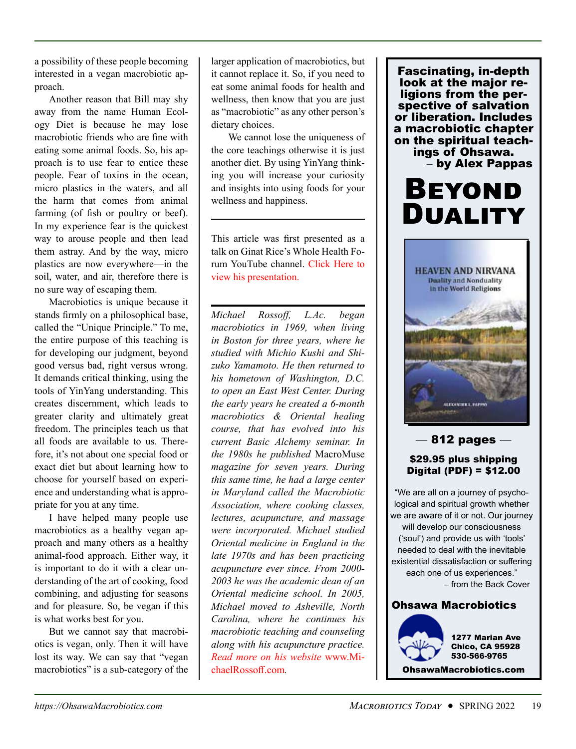a possibility of these people becoming interested in a vegan macrobiotic approach.

Another reason that Bill may shy away from the name Human Ecology Diet is because he may lose macrobiotic friends who are fine with eating some animal foods. So, his approach is to use fear to entice these people. Fear of toxins in the ocean, micro plastics in the waters, and all the harm that comes from animal farming (of fish or poultry or beef). In my experience fear is the quickest way to arouse people and then lead them astray. And by the way, micro plastics are now everywhere—in the soil, water, and air, therefore there is no sure way of escaping them.

Macrobiotics is unique because it stands firmly on a philosophical base, called the "Unique Principle." To me, the entire purpose of this teaching is for developing our judgment, beyond good versus bad, right versus wrong. It demands critical thinking, using the tools of YinYang understanding. This creates discernment, which leads to greater clarity and ultimately great freedom. The principles teach us that all foods are available to us. Therefore, it's not about one special food or exact diet but about learning how to choose for yourself based on experience and understanding what is appropriate for you at any time.

I have helped many people use macrobiotics as a healthy vegan approach and many others as a healthy animal-food approach. Either way, it is important to do it with a clear understanding of the art of cooking, food combining, and adjusting for seasons and for pleasure. So, be vegan if this is what works best for you.

But we cannot say that macrobiotics is vegan, only. Then it will have lost its way. We can say that "vegan macrobiotics" is a sub-category of the larger application of macrobiotics, but it cannot replace it. So, if you need to eat some animal foods for health and wellness, then know that you are just as "macrobiotic" as any other person's dietary choices.

We cannot lose the uniqueness of the core teachings otherwise it is just another diet. By using YinYang thinking you will increase your curiosity and insights into using foods for your wellness and happiness.

---

This article was first presented as a talk on Ginat Rice's Whole Health Forum YouTube channel. Click Here to view his presentation.

---

*Michael Rossoff, L.Ac. began macrobiotics in 1969, when living in Boston for three years, where he studied with Michio Kushi and Shizuko Yamamoto. He then returned to his hometown of Washington, D.C. to open an East West Center. During the early years he created a 6-month macrobiotics & Oriental healing course, that has evolved into his current Basic Alchemy seminar. In the 1980s he published* MacroMuse *magazine for seven years. During this same time, he had a large center in Maryland called the Macrobiotic Association, where cooking classes, lectures, acupuncture, and massage were incorporated. Michael studied Oriental medicine in England in the late 1970s and has been practicing acupuncture ever since. From 2000-2003 he was the academic dean of an Oriental medicine school. In 2005, Michael moved to Asheville, North Carolina, where he continues his macrobiotic teaching and counseling along with his acupuncture practice. Read more on his website* www.MichaelRossoff.com.

---

**Fascinating, in-depth look at the major religions from the perspective of salvation or liberation. Includes a macrobiotic chapter on the spiritual teachings of Ohsawa.**
**– by Alex Pappas**

# BEYOND DUALITY

HEAVEN AND NIRVANA
Duality and Nondeality in the World Religions
ALEXANDER L. PAPPAS

**— 812 pages —**

**$29.95 plus shipping**
**Digital (PDF) = $12.00**

"We are all on a journey of psychological and spiritual growth whether we are aware of it or not. Our journey will develop our consciousness ('soul') and provide us with 'tools' needed to deal with the inevitable existential dissatisfaction or suffering each one of us experiences."
– from the Back Cover

**Ohsawa Macrobiotics**

**1277 Marian Ave**
**Chico, CA 95928**
**530-566-9765**

**OhsawaMacrobiotics.com**